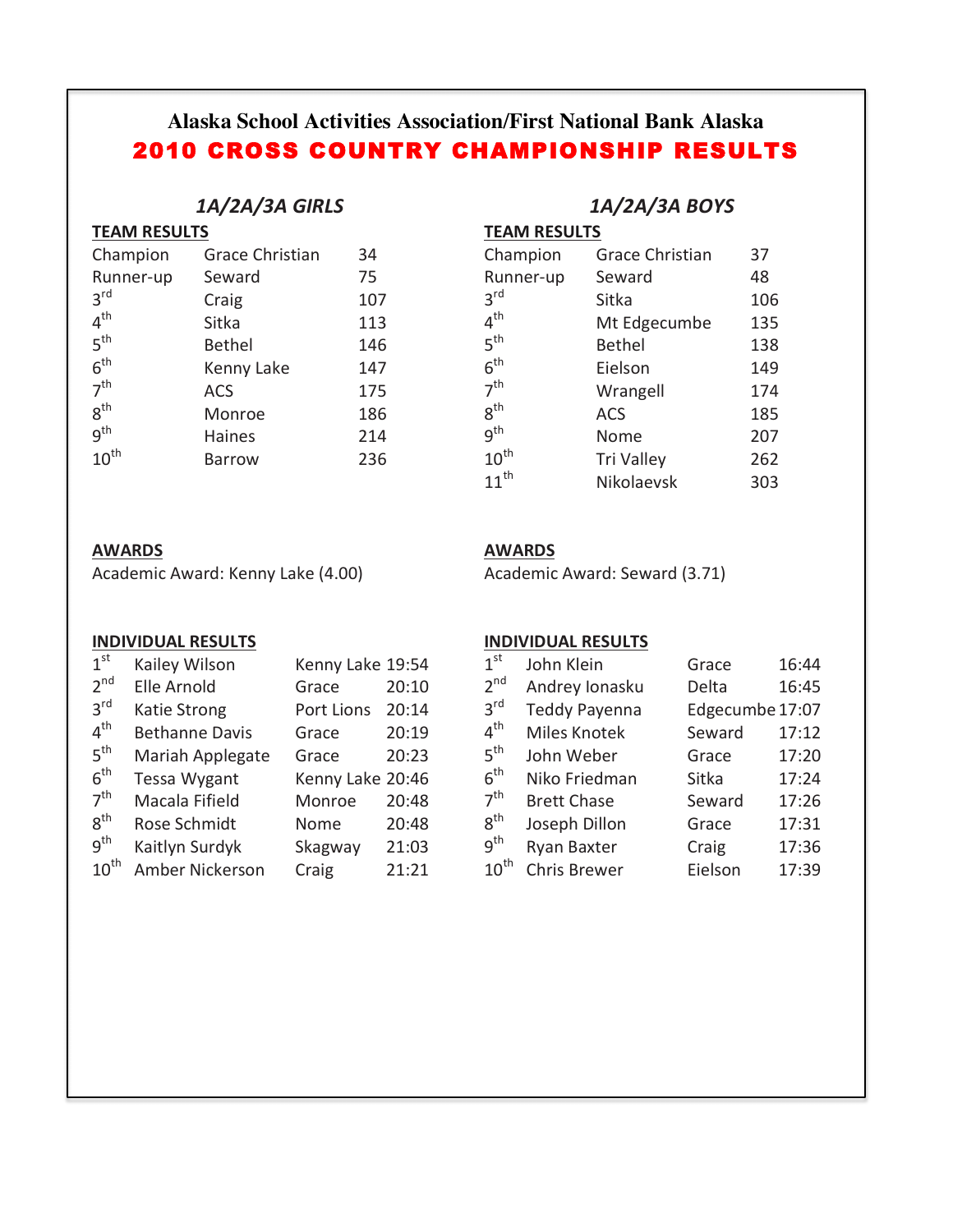# Alaska School Activities Association/First National Bank Alaska

## 2010 CROSS COUNTRY CHAMPIONSHIP RESULTS

### *1A/2A/3A GIRLS*

**TEAM RESULTS**

| Place | Team | Score |
|---|---|---|
| Champion | Grace Christian | 34 |
| Runner-up | Seward | 75 |
| 3rd | Craig | 107 |
| 4th | Sitka | 113 |
| 5th | Bethel | 146 |
| 6th | Kenny Lake | 147 |
| 7th | ACS | 175 |
| 8th | Monroe | 186 |
| 9th | Haines | 214 |
| 10th | Barrow | 236 |

**AWARDS**

Academic Award: Kenny Lake (4.00)

**INDIVIDUAL RESULTS**

| Place | Name | School | Time |
|---|---|---|---|
| 1st | Kailey Wilson | Kenny Lake | 19:54 |
| 2nd | Elle Arnold | Grace | 20:10 |
| 3rd | Katie Strong | Port Lions | 20:14 |
| 4th | Bethanne Davis | Grace | 20:19 |
| 5th | Mariah Applegate | Grace | 20:23 |
| 6th | Tessa Wygant | Kenny Lake | 20:46 |
| 7th | Macala Fifield | Monroe | 20:48 |
| 8th | Rose Schmidt | Nome | 20:48 |
| 9th | Kaitlyn Surdyk | Skagway | 21:03 |
| 10th | Amber Nickerson | Craig | 21:21 |

### *1A/2A/3A BOYS*

**TEAM RESULTS**

| Place | Team | Score |
|---|---|---|
| Champion | Grace Christian | 37 |
| Runner-up | Seward | 48 |
| 3rd | Sitka | 106 |
| 4th | Mt Edgecumbe | 135 |
| 5th | Bethel | 138 |
| 6th | Eielson | 149 |
| 7th | Wrangell | 174 |
| 8th | ACS | 185 |
| 9th | Nome | 207 |
| 10th | Tri Valley | 262 |
| 11th | Nikolaevsk | 303 |

**AWARDS**

Academic Award: Seward (3.71)

**INDIVIDUAL RESULTS**

| Place | Name | School | Time |
|---|---|---|---|
| 1st | John Klein | Grace | 16:44 |
| 2nd | Andrey Ionasku | Delta | 16:45 |
| 3rd | Teddy Payenna | Edgecumbe | 17:07 |
| 4th | Miles Knotek | Seward | 17:12 |
| 5th | John Weber | Grace | 17:20 |
| 6th | Niko Friedman | Sitka | 17:24 |
| 7th | Brett Chase | Seward | 17:26 |
| 8th | Joseph Dillon | Grace | 17:31 |
| 9th | Ryan Baxter | Craig | 17:36 |
| 10th | Chris Brewer | Eielson | 17:39 |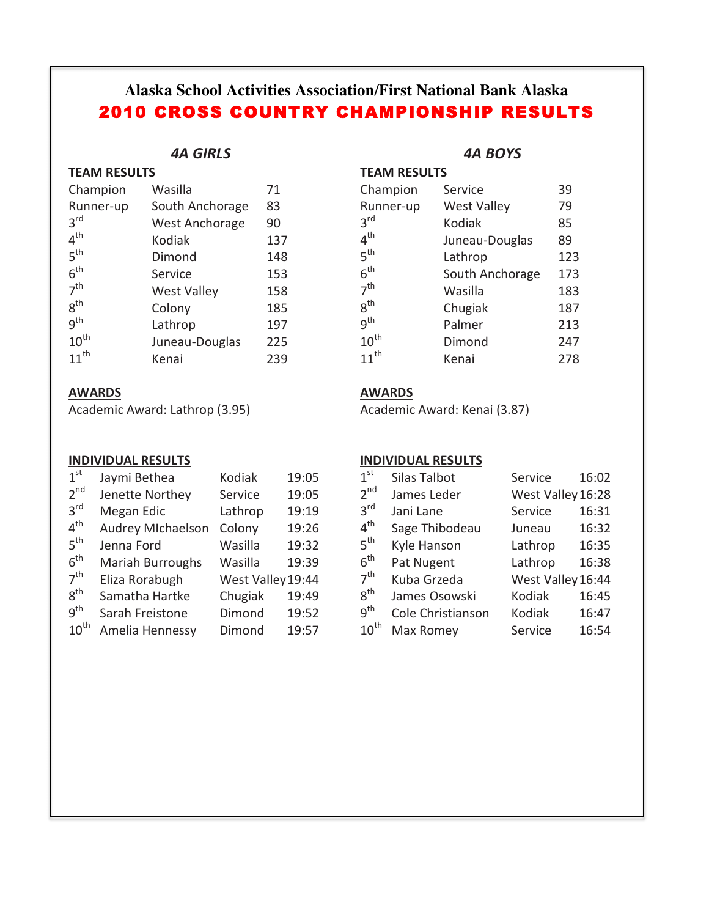**Alaska School Activities Association/First National Bank Alaska**

# 2010 CROSS COUNTRY CHAMPIONSHIP RESULTS

## *4A GIRLS*

### TEAM RESULTS

| | | |
|---|---|---|
| Champion | Wasilla | 71 |
| Runner-up | South Anchorage | 83 |
| 3rd | West Anchorage | 90 |
| 4th | Kodiak | 137 |
| 5th | Dimond | 148 |
| 6th | Service | 153 |
| 7th | West Valley | 158 |
| 8th | Colony | 185 |
| 9th | Lathrop | 197 |
| 10th | Juneau-Douglas | 225 |
| 11th | Kenai | 239 |

### AWARDS

Academic Award: Lathrop (3.95)

### INDIVIDUAL RESULTS

| | | | |
|---|---|---|---|
| 1st | Jaymi Bethea | Kodiak | 19:05 |
| 2nd | Jenette Northey | Service | 19:05 |
| 3rd | Megan Edic | Lathrop | 19:19 |
| 4th | Audrey MIchaelson | Colony | 19:26 |
| 5th | Jenna Ford | Wasilla | 19:32 |
| 6th | Mariah Burroughs | Wasilla | 19:39 |
| 7th | Eliza Rorabugh | West Valley | 19:44 |
| 8th | Samatha Hartke | Chugiak | 19:49 |
| 9th | Sarah Freistone | Dimond | 19:52 |
| 10th | Amelia Hennessy | Dimond | 19:57 |

## *4A BOYS*

### TEAM RESULTS

| | | |
|---|---|---|
| Champion | Service | 39 |
| Runner-up | West Valley | 79 |
| 3rd | Kodiak | 85 |
| 4th | Juneau-Douglas | 89 |
| 5th | Lathrop | 123 |
| 6th | South Anchorage | 173 |
| 7th | Wasilla | 183 |
| 8th | Chugiak | 187 |
| 9th | Palmer | 213 |
| 10th | Dimond | 247 |
| 11th | Kenai | 278 |

### AWARDS

Academic Award: Kenai (3.87)

### INDIVIDUAL RESULTS

| | | | |
|---|---|---|---|
| 1st | Silas Talbot | Service | 16:02 |
| 2nd | James Leder | West Valley | 16:28 |
| 3rd | Jani Lane | Service | 16:31 |
| 4th | Sage Thibodeau | Juneau | 16:32 |
| 5th | Kyle Hanson | Lathrop | 16:35 |
| 6th | Pat Nugent | Lathrop | 16:38 |
| 7th | Kuba Grzeda | West Valley | 16:44 |
| 8th | James Osowski | Kodiak | 16:45 |
| 9th | Cole Christianson | Kodiak | 16:47 |
| 10th | Max Romey | Service | 16:54 |